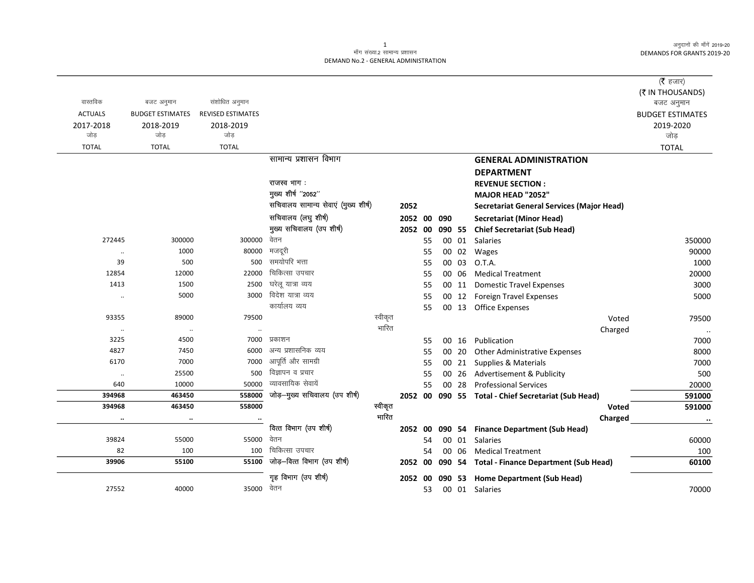मॉंग संख्या.2 सामान्य प्रशासन
DEMAND No.2 - GENERAL ADMINISTRATION

अनुदानों की माँगें 2019-20
DEMANDS FOR GRANTS 2019-20

(₹ हजार)
(₹ IN THOUSANDS)

| वास्तविक ACTUALS 2017-2018 जोड़ TOTAL | बजट अनुमान BUDGET ESTIMATES 2018-2019 जोड़ TOTAL | संशोधित अनुमान REVISED ESTIMATES 2018-2019 जोड़ TOTAL | | | | | | | | बजट अनुमान BUDGET ESTIMATES 2019-2020 जोड़ TOTAL |
|---|---|---|---|---|---|---|---|---|---|---|
| | | | सामान्य प्रशासन विभाग | | | | | | **GENERAL ADMINISTRATION DEPARTMENT** | |
| | | | राजस्व भाग : | | | | | | **REVENUE SECTION :** | |
| | | | मुख्य शीर्ष "2052" | | | | | | **MAJOR HEAD "2052"** | |
| | | | सचिवालय सामान्य सेवाएं (मुख्य शीर्ष) | **2052** | | | | | **Secretariat General Services (Major Head)** | |
| | | | सचिवालय (लघु शीर्ष) | **2052** | **00** | **090** | | | **Secretariat (Minor Head)** | |
| | | | मुख्य सचिवालय (उप शीर्ष) | **2052** | **00** | **090** | **55** | | **Chief Secretariat (Sub Head)** | |
| 272445 | 300000 | 300000 | वेतन | | 55 | | 00 | 01 | Salaries | 350000 |
| .. | 1000 | 80000 | मजदूरी | | 55 | | 00 | 02 | Wages | 90000 |
| 39 | 500 | 500 | समयोपरि भत्ता | | 55 | | 00 | 03 | O.T.A. | 1000 |
| 12854 | 12000 | 22000 | चिकित्सा उपचार | | 55 | | 00 | 06 | Medical Treatment | 20000 |
| 1413 | 1500 | 2500 | घरेलू यात्रा व्यय | | 55 | | 00 | 11 | Domestic Travel Expenses | 3000 |
| .. | 5000 | 3000 | विदेश यात्रा व्यय | | 55 | | 00 | 12 | Foreign Travel Expenses | 5000 |
| | | | कार्यालय व्यय | | 55 | | 00 | 13 | Office Expenses | |
| 93355 | 89000 | 79500 | स्वीकृत | | | | | | Voted | 79500 |
| .. | .. | .. | भारित | | | | | | Charged | .. |
| 3225 | 4500 | 7000 | प्रकाशन | | 55 | | 00 | 16 | Publication | 7000 |
| 4827 | 7450 | 6000 | अन्य प्रशासनिक व्यय | | 55 | | 00 | 20 | Other Administrative Expenses | 8000 |
| 6170 | 7000 | 7000 | आपूर्ति और सामग्री | | 55 | | 00 | 21 | Supplies & Materials | 7000 |
| .. | 25500 | 500 | विज्ञापन व प्रचार | | 55 | | 00 | 26 | Advertisement & Publicity | 500 |
| 640 | 10000 | 50000 | व्यावसायिक सेवायें | | 55 | | 00 | 28 | Professional Services | 20000 |
| **394968** | **463450** | **558000** | जोड़–मुख्य सचिवालय (उप शीर्ष) | **2052** | **00** | **090** | **55** | | **Total - Chief Secretariat (Sub Head)** | **591000** |
| **394968** | **463450** | **558000** | स्वीकृत | | | | | | **Voted** | **591000** |
| **..** | **..** | **..** | भारित | | | | | | **Charged** | **..** |
| | | | वित्त विभाग (उप शीर्ष) | **2052** | **00** | **090** | **54** | | **Finance Department (Sub Head)** | |
| 39824 | 55000 | 55000 | वेतन | | 54 | | 00 | 01 | Salaries | 60000 |
| 82 | 100 | 100 | चिकित्सा उपचार | | 54 | | 00 | 06 | Medical Treatment | 100 |
| **39906** | **55100** | **55100** | जोड़–वित्त विभाग (उप शीर्ष) | **2052** | **00** | **090** | **54** | | **Total - Finance Department (Sub Head)** | **60100** |
| | | | गृह विभाग (उप शीर्ष) | **2052** | **00** | **090** | **53** | | **Home Department (Sub Head)** | |
| 27552 | 40000 | 35000 | वेतन | | 53 | | 00 | 01 | Salaries | 70000 |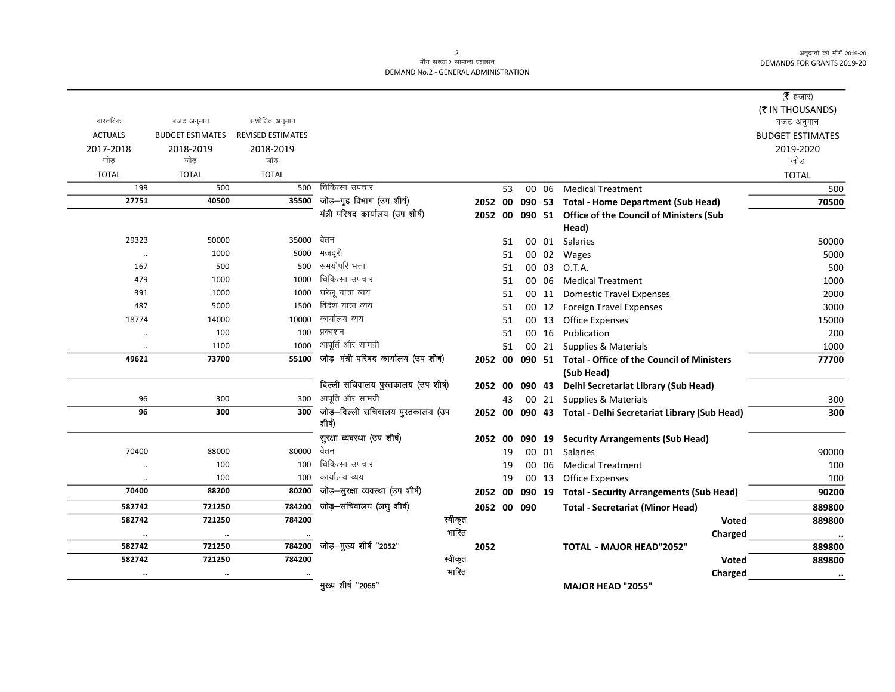मॉंग संख्या.2 सामान्य प्रशासन
DEMAND No.2 - GENERAL ADMINISTRATION

अनुदानों की माँगें 2019-20
DEMANDS FOR GRANTS 2019-20

(₹ हजार)
(₹ IN THOUSANDS)

| वास्तविक ACTUALS 2017-2018 जोड़ TOTAL | बजट अनुमान BUDGET ESTIMATES 2018-2019 जोड़ TOTAL | संशोधित अनुमान REVISED ESTIMATES 2018-2019 जोड़ TOTAL | | | | | | | बजट अनुमान BUDGET ESTIMATES 2019-2020 जोड़ TOTAL |
|---|---|---|---|---|---|---|---|---|---|
| 199 | 500 | 500 | चिकित्सा उपचार | | 53 | 00 | 06 | Medical Treatment | 500 |
| **27751** | **40500** | **35500** | जोड़–गृह विभाग (उप शीर्ष) | **2052** | **00** | **090** | **53** | **Total - Home Department (Sub Head)** | **70500** |
| | | | मंत्री परिषद कार्यालय (उप शीर्ष) | **2052** | **00** | **090** | **51** | **Office of the Council of Ministers (Sub Head)** | |
| 29323 | 50000 | 35000 | वेतन | | 51 | 00 | 01 | Salaries | 50000 |
| .. | 1000 | 5000 | मजदूरी | | 51 | 00 | 02 | Wages | 5000 |
| 167 | 500 | 500 | समयोपरि भत्ता | | 51 | 00 | 03 | O.T.A. | 500 |
| 479 | 1000 | 1000 | चिकित्सा उपचार | | 51 | 00 | 06 | Medical Treatment | 1000 |
| 391 | 1000 | 1000 | घरेलू यात्रा व्यय | | 51 | 00 | 11 | Domestic Travel Expenses | 2000 |
| 487 | 5000 | 1500 | विदेश यात्रा व्यय | | 51 | 00 | 12 | Foreign Travel Expenses | 3000 |
| 18774 | 14000 | 10000 | कार्यालय व्यय | | 51 | 00 | 13 | Office Expenses | 15000 |
| .. | 100 | 100 | प्रकाशन | | 51 | 00 | 16 | Publication | 200 |
| .. | 1100 | 1000 | आपूर्ति और सामग्री | | 51 | 00 | 21 | Supplies & Materials | 1000 |
| **49621** | **73700** | **55100** | जोड़–मंत्री परिषद कार्यालय (उप शीर्ष) | **2052** | **00** | **090** | **51** | **Total - Office of the Council of Ministers (Sub Head)** | **77700** |
| | | | दिल्ली सचिवालय पुस्तकालय (उप शीर्ष) | **2052** | **00** | **090** | **43** | **Delhi Secretariat Library (Sub Head)** | |
| 96 | 300 | 300 | आपूर्ति और सामग्री | | 43 | 00 | 21 | Supplies & Materials | 300 |
| **96** | **300** | **300** | जोड़–दिल्ली सचिवालय पुस्तकालय (उप शीर्ष) | **2052** | **00** | **090** | **43** | **Total - Delhi Secretariat Library (Sub Head)** | **300** |
| | | | सुरक्षा व्यवस्था (उप शीर्ष) | **2052** | **00** | **090** | **19** | **Security Arrangements (Sub Head)** | |
| 70400 | 88000 | 80000 | वेतन | | 19 | 00 | 01 | Salaries | 90000 |
| .. | 100 | 100 | चिकित्सा उपचार | | 19 | 00 | 06 | Medical Treatment | 100 |
| .. | 100 | 100 | कार्यालय व्यय | | 19 | 00 | 13 | Office Expenses | 100 |
| **70400** | **88200** | **80200** | जोड़–सुरक्षा व्यवस्था (उप शीर्ष) | **2052** | **00** | **090** | **19** | **Total - Security Arrangements (Sub Head)** | **90200** |
| **582742** | **721250** | **784200** | जोड़–सचिवालय (लघु शीर्ष) | **2052** | **00** | **090** | | **Total - Secretariat (Minor Head)** | **889800** |
| **582742** | **721250** | **784200** | स्वीकृत | | | | | **Voted** | **889800** |
| **..** | **..** | **..** | भारित | | | | | **Charged** | **..** |
| **582742** | **721250** | **784200** | जोड़–मुख्य शीर्ष "2052" | **2052** | | | | **TOTAL - MAJOR HEAD"2052"** | **889800** |
| **582742** | **721250** | **784200** | स्वीकृत | | | | | **Voted** | **889800** |
| **..** | **..** | **..** | भारित | | | | | **Charged** | **..** |
| | | | मुख्य शीर्ष "2055" | | | | | **MAJOR HEAD "2055"** | |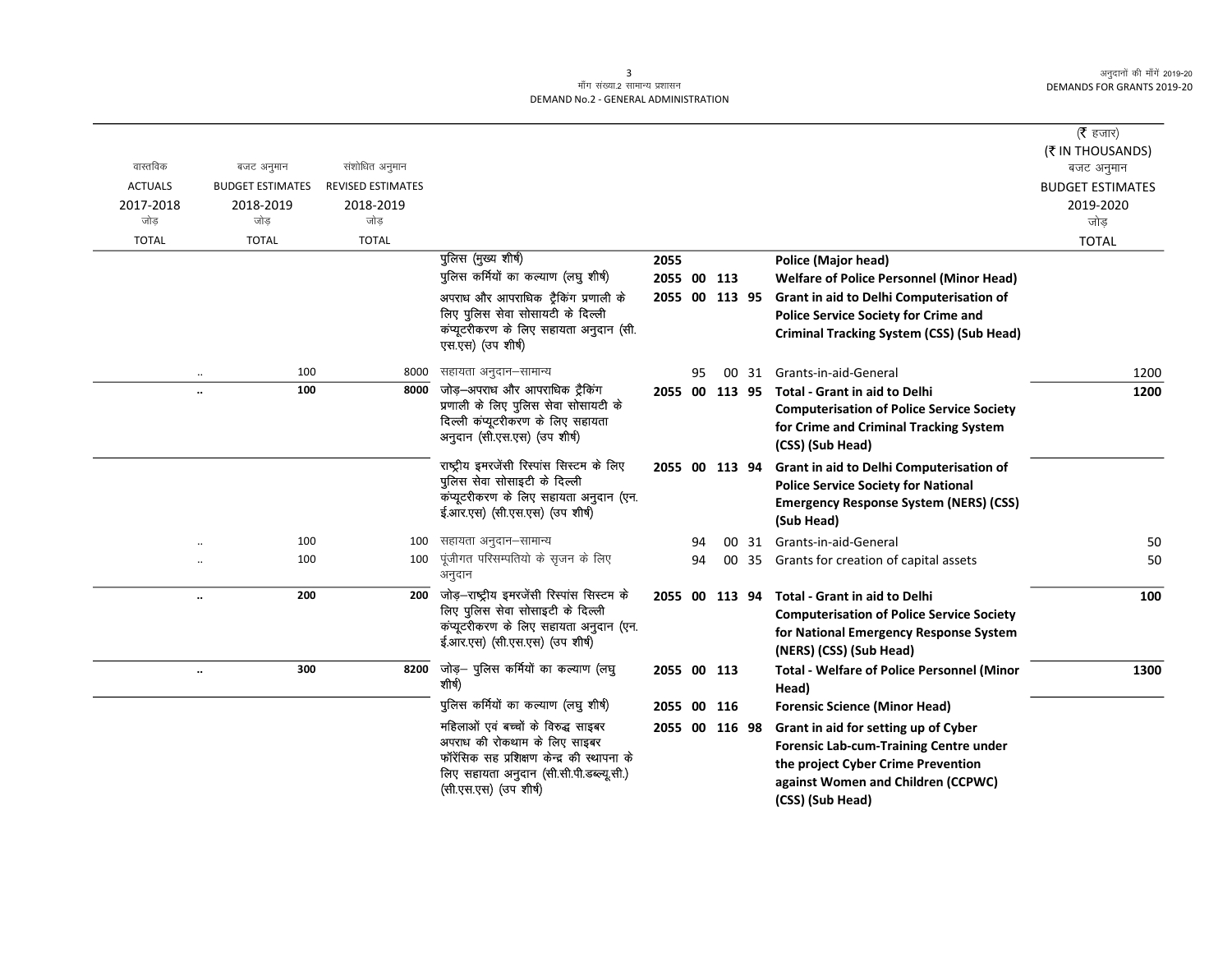DEMAND No.2 - GENERAL ADMINISTRATION

(₹ हजार)
(₹ IN THOUSANDS)

| वास्तविक ACTUALS 2017-2018 जोड़ TOTAL | बजट अनुमान BUDGET ESTIMATES 2018-2019 जोड़ TOTAL | संशोधित अनुमान REVISED ESTIMATES 2018-2019 जोड़ TOTAL | | | | बजट अनुमान BUDGET ESTIMATES 2019-2020 जोड़ TOTAL |
|---|---|---|---|---|---|---|
| | | | पुलिस (मुख्य शीर्ष) | 2055 | **Police (Major head)** | |
| | | | पुलिस कर्मियों का कल्याण (लघु शीर्ष) | 2055 00 113 | **Welfare of Police Personnel (Minor Head)** | |
| | | | अपराध और आपराधिक ट्रैकिंग प्रणाली के लिए पुलिस सेवा सोसायटी के दिल्ली कंप्यूटरीकरण के लिए सहायता अनुदान (सी.एस.एस) (उप शीर्ष) | 2055 00 113 95 | **Grant in aid to Delhi Computerisation of Police Service Society for Crime and Criminal Tracking System (CSS) (Sub Head)** | |
| .. | 100 | 8000 | सहायता अनुदान–सामान्य | 95 00 31 | Grants-in-aid-General | 1200 |
| **..** | **100** | **8000** | जोड़–अपराध और आपराधिक ट्रैकिंग प्रणाली के लिए पुलिस सेवा सोसायटी के दिल्ली कंप्यूटरीकरण के लिए सहायता अनुदान (सी.एस.एस) (उप शीर्ष) | 2055 00 113 95 | **Total - Grant in aid to Delhi Computerisation of Police Service Society for Crime and Criminal Tracking System (CSS) (Sub Head)** | **1200** |
| | | | राष्ट्रीय इमरजेंसी रिस्पांस सिस्टम के लिए पुलिस सेवा सोसाइटी के दिल्ली कंप्यूटरीकरण के लिए सहायता अनुदान (एन.ई.आर.एस) (सी.एस.एस) (उप शीर्ष) | 2055 00 113 94 | **Grant in aid to Delhi Computerisation of Police Service Society for National Emergency Response System (NERS) (CSS) (Sub Head)** | |
| .. | 100 | 100 | सहायता अनुदान–सामान्य | 94 00 31 | Grants-in-aid-General | 50 |
| .. | 100 | 100 | पूंजीगत परिसम्पतियो के सृजन के लिए अनुदान | 94 00 35 | Grants for creation of capital assets | 50 |
| **..** | **200** | **200** | जोड़–राष्ट्रीय इमरजेंसी रिस्पांस सिस्टम के लिए पुलिस सेवा सोसाइटी के दिल्ली कंप्यूटरीकरण के लिए सहायता अनुदान (एन.ई.आर.एस) (सी.एस.एस) (उप शीर्ष) | 2055 00 113 94 | **Total - Grant in aid to Delhi Computerisation of Police Service Society for National Emergency Response System (NERS) (CSS) (Sub Head)** | **100** |
| **..** | **300** | **8200** | जोड़– पुलिस कर्मियों का कल्याण (लघु शीर्ष) | 2055 00 113 | **Total - Welfare of Police Personnel (Minor Head)** | **1300** |
| | | | पुलिस कर्मियों का कल्याण (लघु शीर्ष) | 2055 00 116 | **Forensic Science (Minor Head)** | |
| | | | महिलाओं एवं बच्चों के विरुद्ध साइबर अपराध की रोकथाम के लिए साइबर फॉरेंसिक सह प्रशिक्षण केन्द्र की स्थापना के लिए सहायता अनुदान (सी.सी.पी.डब्ल्यू.सी.) (सी.एस.एस) (उप शीर्ष) | 2055 00 116 98 | **Grant in aid for setting up of Cyber Forensic Lab-cum-Training Centre under the project Cyber Crime Prevention against Women and Children (CCPWC) (CSS) (Sub Head)** | |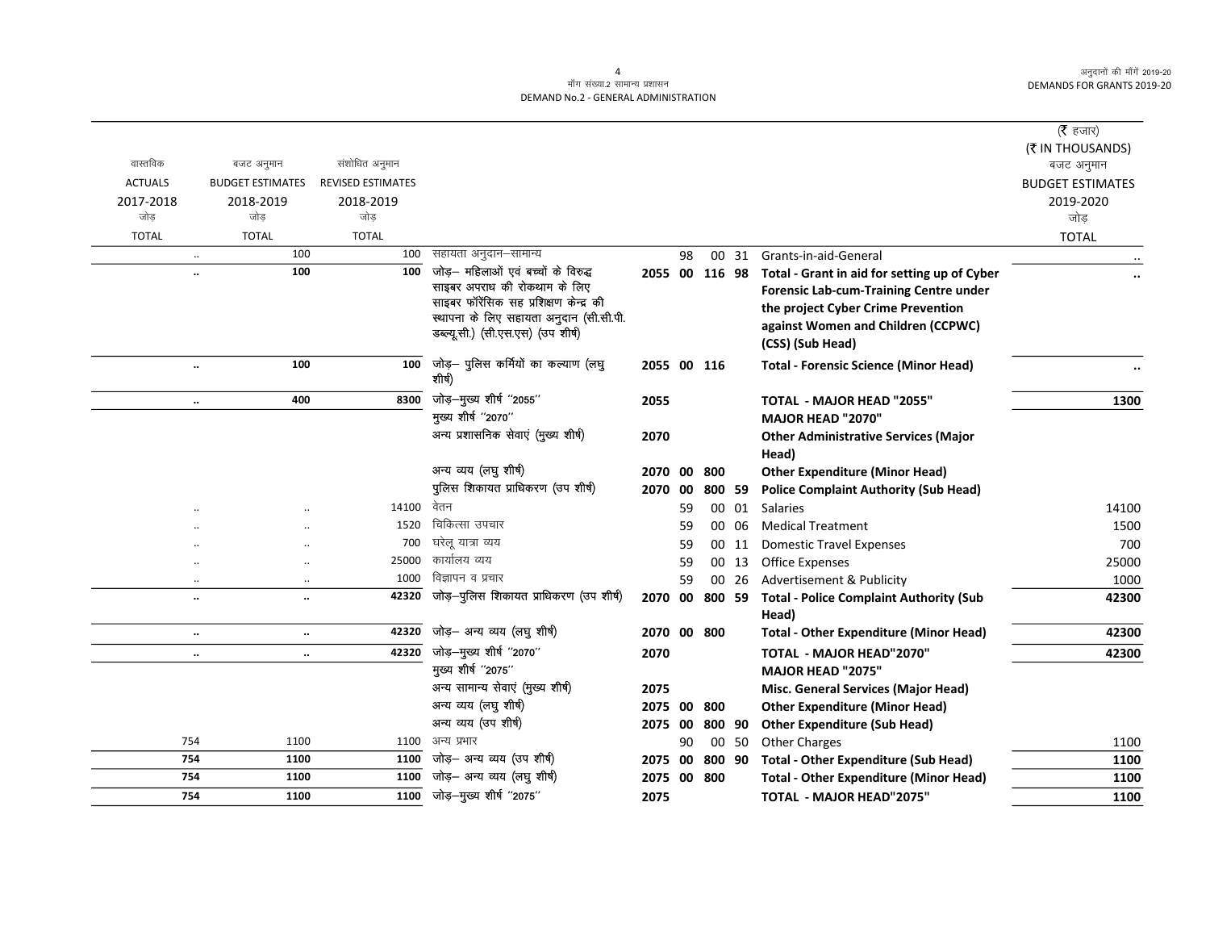| वास्तविक ACTUALS 2017-2018 जोड़ TOTAL | बजट अनुमान BUDGET ESTIMATES 2018-2019 जोड़ TOTAL | संशोधित अनुमान REVISED ESTIMATES 2018-2019 जोड़ TOTAL | | | | | | | (₹ हजार) (₹ IN THOUSANDS) बजट अनुमान BUDGET ESTIMATES 2019-2020 जोड़ TOTAL |
|---|---|---|---|---|---|---|---|---|---|
| .. | 100 | 100 | सहायता अनुदान–सामान्य | | 98 | 00 | 31 | Grants-in-aid-General | .. |
| .. | **100** | **100** | जोड़– महिलाओं एवं बच्चों के विरुद्ध साइबर अपराध की रोकथाम के लिए साइबर फॉरेंसिक सह प्रशिक्षण केन्द्र की स्थापना के लिए सहायता अनुदान (सी.सी.पी. डब्ल्यू.सी.) (सी.एस.एस) (उप शीर्ष) | **2055** | **00** | **116** | **98** | **Total - Grant in aid for setting up of Cyber Forensic Lab-cum-Training Centre under the project Cyber Crime Prevention against Women and Children (CCPWC) (CSS) (Sub Head)** | .. |
| .. | **100** | **100** | जोड़– पुलिस कर्मियों का कल्याण (लघु शीर्ष) | **2055** | **00** | **116** | | **Total - Forensic Science (Minor Head)** | .. |
| .. | **400** | **8300** | जोड़–मुख्य शीर्ष ''2055'' | **2055** | | | | **TOTAL - MAJOR HEAD "2055"** | **1300** |
| | | | मुख्य शीर्ष ''2070'' | | | | | **MAJOR HEAD "2070"** | |
| | | | अन्य प्रशासनिक सेवाएं (मुख्य शीर्ष) | **2070** | | | | **Other Administrative Services (Major Head)** | |
| | | | अन्य व्यय (लघु शीर्ष) | **2070** | **00** | **800** | | **Other Expenditure (Minor Head)** | |
| | | | पुलिस शिकायत प्राधिकरण (उप शीर्ष) | **2070** | **00** | **800** | **59** | **Police Complaint Authority (Sub Head)** | |
| .. | .. | 14100 | वेतन | | 59 | 00 | 01 | Salaries | 14100 |
| .. | .. | 1520 | चिकित्सा उपचार | | 59 | 00 | 06 | Medical Treatment | 1500 |
| .. | .. | 700 | घरेलू यात्रा व्यय | | 59 | 00 | 11 | Domestic Travel Expenses | 700 |
| .. | .. | 25000 | कार्यालय व्यय | | 59 | 00 | 13 | Office Expenses | 25000 |
| .. | .. | 1000 | विज्ञापन व प्रचार | | 59 | 00 | 26 | Advertisement & Publicity | 1000 |
| .. | .. | **42320** | जोड़–पुलिस शिकायत प्राधिकरण (उप शीर्ष) | **2070** | **00** | **800** | **59** | **Total - Police Complaint Authority (Sub Head)** | **42300** |
| .. | .. | **42320** | जोड़– अन्य व्यय (लघु शीर्ष) | **2070** | **00** | **800** | | **Total - Other Expenditure (Minor Head)** | **42300** |
| .. | .. | **42320** | जोड़–मुख्य शीर्ष ''2070'' | **2070** | | | | **TOTAL - MAJOR HEAD"2070"** | **42300** |
| | | | मुख्य शीर्ष ''2075'' | | | | | **MAJOR HEAD "2075"** | |
| | | | अन्य सामान्य सेवाएं (मुख्य शीर्ष) | **2075** | | | | **Misc. General Services (Major Head)** | |
| | | | अन्य व्यय (लघु शीर्ष) | **2075** | **00** | **800** | | **Other Expenditure (Minor Head)** | |
| | | | अन्य व्यय (उप शीर्ष) | **2075** | **00** | **800** | **90** | **Other Expenditure (Sub Head)** | |
| 754 | 1100 | 1100 | अन्य प्रभार | | 90 | 00 | 50 | Other Charges | 1100 |
| **754** | **1100** | **1100** | जोड़– अन्य व्यय (उप शीर्ष) | **2075** | **00** | **800** | **90** | **Total - Other Expenditure (Sub Head)** | **1100** |
| **754** | **1100** | **1100** | जोड़– अन्य व्यय (लघु शीर्ष) | **2075** | **00** | **800** | | **Total - Other Expenditure (Minor Head)** | **1100** |
| **754** | **1100** | **1100** | जोड़–मुख्य शीर्ष ''2075'' | **2075** | | | | **TOTAL - MAJOR HEAD"2075"** | **1100** |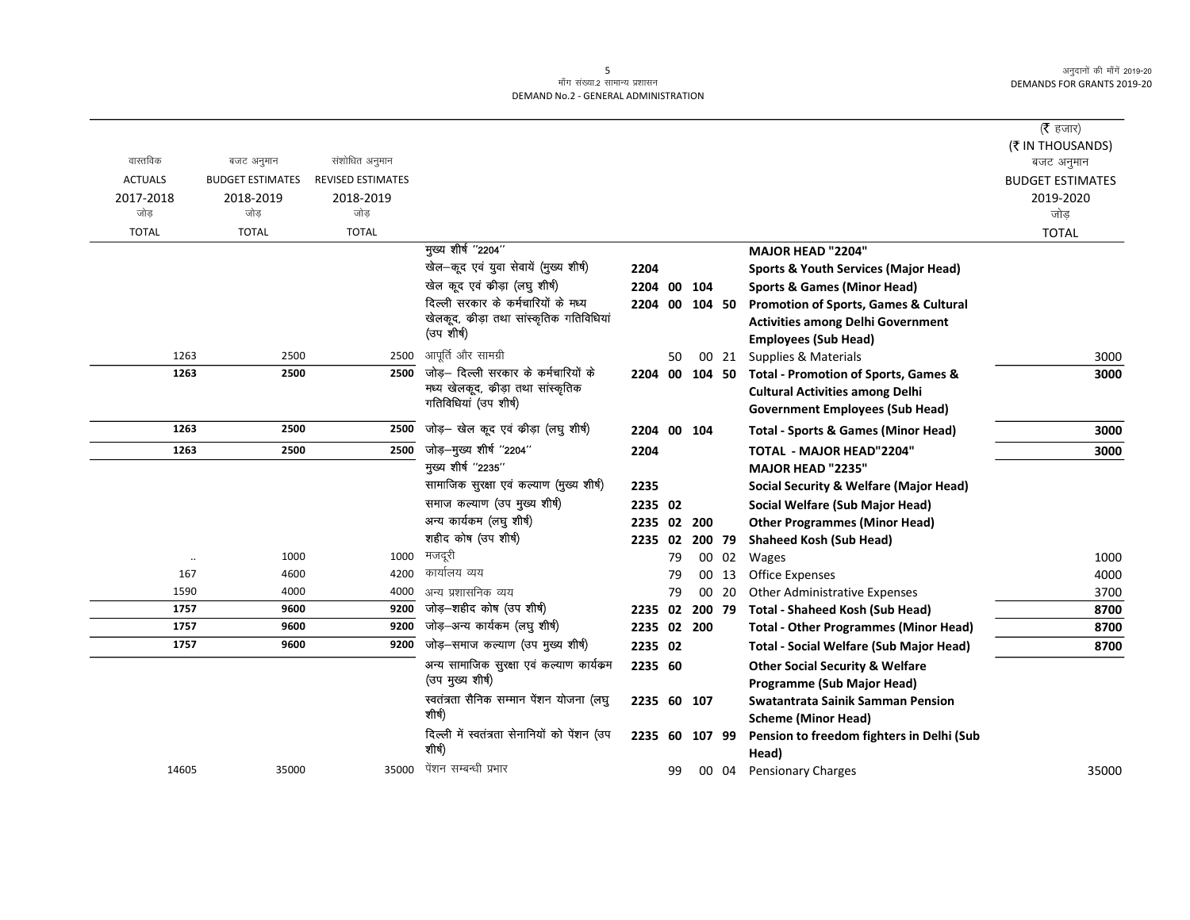मांग संख्या.2 सामान्य प्रशासन
DEMAND No.2 - GENERAL ADMINISTRATION

अनुदानों की माँगें 2019-20
DEMANDS FOR GRANTS 2019-20

(₹ हजार)
(₹ IN THOUSANDS)

| वास्तविक ACTUALS 2017-2018 जोड़ TOTAL | बजट अनुमान BUDGET ESTIMATES 2018-2019 जोड़ TOTAL | संशोधित अनुमान REVISED ESTIMATES 2018-2019 जोड़ TOTAL | | | | | | | बजट अनुमान BUDGET ESTIMATES 2019-2020 जोड़ TOTAL |
|---|---|---|---|---|---|---|---|---|---|
| | | | मुख्य शीर्ष ''2204'' | | | | | **MAJOR HEAD "2204"** | |
| | | | खेल–कूद एवं युवा सेवायें (मुख्य शीर्ष) | 2204 | | | | **Sports & Youth Services (Major Head)** | |
| | | | खेल कूद एवं क्रीड़ा (लघु शीर्ष) | 2204 | 00 | 104 | | **Sports & Games (Minor Head)** | |
| | | | दिल्ली सरकार के कर्मचारियों के मध्य खेलकूद, क्रीड़ा तथा सांस्कृतिक गतिविधियां (उप शीर्ष) | 2204 | 00 | 104 | 50 | **Promotion of Sports, Games & Cultural Activities among Delhi Government Employees (Sub Head)** | |
| 1263 | 2500 | 2500 | आपूर्ति और सामग्री | | 50 | 00 | 21 | Supplies & Materials | 3000 |
| **1263** | **2500** | **2500** | जोड़– दिल्ली सरकार के कर्मचारियों के मध्य खेलकूद, क्रीड़ा तथा सांस्कृतिक गतिविधियां (उप शीर्ष) | 2204 | 00 | 104 | 50 | **Total - Promotion of Sports, Games & Cultural Activities among Delhi Government Employees (Sub Head)** | **3000** |
| **1263** | **2500** | **2500** | जोड़– खेल कूद एवं क्रीड़ा (लघु शीर्ष) | 2204 | 00 | 104 | | **Total - Sports & Games (Minor Head)** | **3000** |
| **1263** | **2500** | **2500** | जोड़–मुख्य शीर्ष ''2204'' | 2204 | | | | **TOTAL - MAJOR HEAD"2204"** | **3000** |
| | | | मुख्य शीर्ष ''2235'' | | | | | **MAJOR HEAD "2235"** | |
| | | | सामाजिक सुरक्षा एवं कल्याण (मुख्य शीर्ष) | 2235 | | | | **Social Security & Welfare (Major Head)** | |
| | | | समाज कल्याण (उप मुख्य शीर्ष) | 2235 | 02 | | | **Social Welfare (Sub Major Head)** | |
| | | | अन्य कार्यकम (लघु शीर्ष) | 2235 | 02 | 200 | | **Other Programmes (Minor Head)** | |
| | | | शहीद कोष (उप शीर्ष) | 2235 | 02 | 200 | 79 | **Shaheed Kosh (Sub Head)** | |
| .. | 1000 | 1000 | मजदूरी | | 79 | 00 | 02 | Wages | 1000 |
| 167 | 4600 | 4200 | कार्यालय व्यय | | 79 | 00 | 13 | Office Expenses | 4000 |
| 1590 | 4000 | 4000 | अन्य प्रशासनिक व्यय | | 79 | 00 | 20 | Other Administrative Expenses | 3700 |
| **1757** | **9600** | **9200** | जोड़–शहीद कोष (उप शीर्ष) | 2235 | 02 | 200 | 79 | **Total - Shaheed Kosh (Sub Head)** | **8700** |
| **1757** | **9600** | **9200** | जोड़–अन्य कार्यकम (लघु शीर्ष) | 2235 | 02 | 200 | | **Total - Other Programmes (Minor Head)** | **8700** |
| **1757** | **9600** | **9200** | जोड़–समाज कल्याण (उप मुख्य शीर्ष) | 2235 | 02 | | | **Total - Social Welfare (Sub Major Head)** | **8700** |
| | | | अन्य सामाजिक सुरक्षा एवं कल्याण कार्यकम (उप मुख्य शीर्ष) | 2235 | 60 | | | **Other Social Security & Welfare Programme (Sub Major Head)** | |
| | | | स्वतंत्रता सैनिक सम्मान पेंशन योजना (लघु शीर्ष) | 2235 | 60 | 107 | | **Swatantrata Sainik Samman Pension Scheme (Minor Head)** | |
| | | | दिल्ली में स्वतंत्रता सेनानियों को पेंशन (उप शीर्ष) | 2235 | 60 | 107 | 99 | **Pension to freedom fighters in Delhi (Sub Head)** | |
| 14605 | 35000 | 35000 | पेंशन सम्बन्धी प्रभार | | 99 | 00 | 04 | Pensionary Charges | 35000 |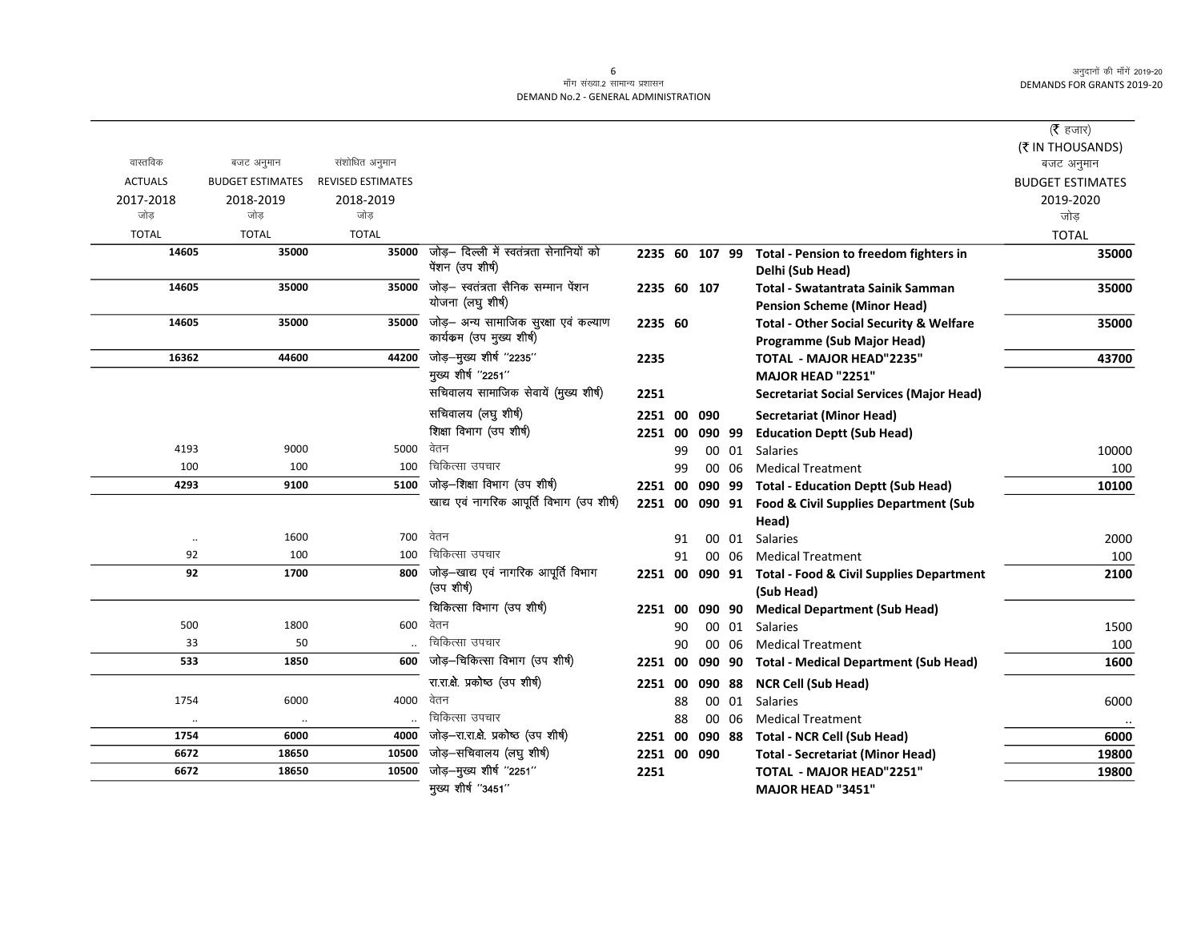मॉंग संख्या.2 सामान्य प्रशासन
DEMAND No.2 - GENERAL ADMINISTRATION

| वास्तविक ACTUALS 2017-2018 जोड़ TOTAL | बजट अनुमान BUDGET ESTIMATES 2018-2019 जोड़ TOTAL | संशोधित अनुमान REVISED ESTIMATES 2018-2019 जोड़ TOTAL | | | | | | | (₹ हजार) (₹ IN THOUSANDS) बजट अनुमान BUDGET ESTIMATES 2019-2020 जोड़ TOTAL |
|---|---|---|---|---|---|---|---|---|---|
| 14605 | 35000 | 35000 | जोड़– दिल्ली में स्वतंत्रता सेनानियों को पेंशन (उप शीर्ष) | 2235 | 60 | 107 | 99 | Total - Pension to freedom fighters in Delhi (Sub Head) | 35000 |
| 14605 | 35000 | 35000 | जोड़– स्वतंत्रता सैनिक सम्मान पेंशन योजना (लघु शीर्ष) | 2235 | 60 | 107 | | Total - Swatantrata Sainik Samman Pension Scheme (Minor Head) | 35000 |
| 14605 | 35000 | 35000 | जोड़– अन्य सामाजिक सुरक्षा एवं कल्याण कार्यक्रम (उप मुख्य शीर्ष) | 2235 | 60 | | | Total - Other Social Security & Welfare Programme (Sub Major Head) | 35000 |
| 16362 | 44600 | 44200 | जोड़–मुख्य शीर्ष ''2235'' | 2235 | | | | TOTAL - MAJOR HEAD"2235" | 43700 |
| | | | मुख्य शीर्ष ''2251'' | | | | | MAJOR HEAD "2251" | |
| | | | सचिवालय सामाजिक सेवायें (मुख्य शीर्ष) | 2251 | | | | Secretariat Social Services (Major Head) | |
| | | | सचिवालय (लघु शीर्ष) | 2251 | 00 | 090 | | Secretariat (Minor Head) | |
| | | | शिक्षा विभाग (उप शीर्ष) | 2251 | 00 | 090 | 99 | Education Deptt (Sub Head) | |
| 4193 | 9000 | 5000 | वेतन | | 99 | 00 | 01 | Salaries | 10000 |
| 100 | 100 | 100 | चिकित्सा उपचार | | 99 | 00 | 06 | Medical Treatment | 100 |
| 4293 | 9100 | 5100 | जोड़–शिक्षा विभाग (उप शीर्ष) | 2251 | 00 | 090 | 99 | Total - Education Deptt (Sub Head) | 10100 |
| | | | खाद्य एवं नागरिक आपूर्ति विभाग (उप शीर्ष) | 2251 | 00 | 090 | 91 | Food & Civil Supplies Department (Sub Head) | |
| .. | 1600 | 700 | वेतन | | 91 | 00 | 01 | Salaries | 2000 |
| 92 | 100 | 100 | चिकित्सा उपचार | | 91 | 00 | 06 | Medical Treatment | 100 |
| 92 | 1700 | 800 | जोड़–खाद्य एवं नागरिक आपूर्ति विभाग (उप शीर्ष) | 2251 | 00 | 090 | 91 | Total - Food & Civil Supplies Department (Sub Head) | 2100 |
| | | | चिकित्सा विभाग (उप शीर्ष) | 2251 | 00 | 090 | 90 | Medical Department (Sub Head) | |
| 500 | 1800 | 600 | वेतन | | 90 | 00 | 01 | Salaries | 1500 |
| 33 | 50 | .. | चिकित्सा उपचार | | 90 | 00 | 06 | Medical Treatment | 100 |
| 533 | 1850 | 600 | जोड़–चिकित्सा विभाग (उप शीर्ष) | 2251 | 00 | 090 | 90 | Total - Medical Department (Sub Head) | 1600 |
| | | | रा.रा.क्षे. प्रकोष्ठ (उप शीर्ष) | 2251 | 00 | 090 | 88 | NCR Cell (Sub Head) | |
| 1754 | 6000 | 4000 | वेतन | | 88 | 00 | 01 | Salaries | 6000 |
| .. | .. | .. | चिकित्सा उपचार | | 88 | 00 | 06 | Medical Treatment | .. |
| 1754 | 6000 | 4000 | जोड़–रा.रा.क्षे. प्रकोष्ठ (उप शीर्ष) | 2251 | 00 | 090 | 88 | Total - NCR Cell (Sub Head) | 6000 |
| 6672 | 18650 | 10500 | जोड़–सचिवालय (लघु शीर्ष) | 2251 | 00 | 090 | | Total - Secretariat (Minor Head) | 19800 |
| 6672 | 18650 | 10500 | जोड़–मुख्य शीर्ष ''2251'' | 2251 | | | | TOTAL - MAJOR HEAD"2251" | 19800 |
| | | | मुख्य शीर्ष ''3451'' | | | | | MAJOR HEAD "3451" | |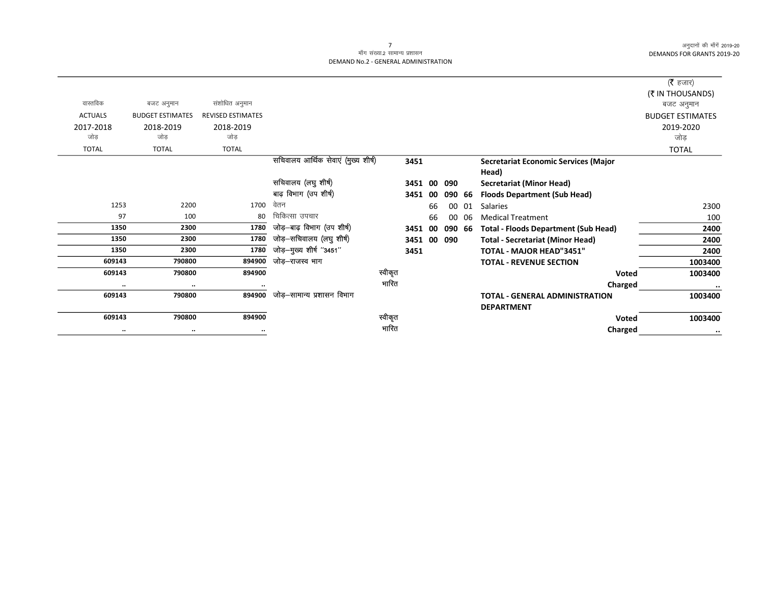मॉंग संख्या.2 सामान्य प्रशासन
DEMAND No.2 - GENERAL ADMINISTRATION

| वास्तविक ACTUALS 2017-2018 जोड़ TOTAL | बजट अनुमान BUDGET ESTIMATES 2018-2019 जोड़ TOTAL | संशोधित अनुमान REVISED ESTIMATES 2018-2019 जोड़ TOTAL | | | | | | | (₹ हजार) (₹ IN THOUSANDS) बजट अनुमान BUDGET ESTIMATES 2019-2020 जोड़ TOTAL |
|---|---|---|---|---|---|---|---|---|---|
| | | | सचिवालय आर्थिक सेवाएं (मुख्य शीर्ष) | 3451 | | | | **Secretariat Economic Services (Major Head)** | |
| | | | सचिवालय (लघु शीर्ष) | 3451 | 00 | 090 | | **Secretariat (Minor Head)** | |
| | | | बाढ़ विभाग (उप शीर्ष) | 3451 | 00 | 090 | 66 | **Floods Department (Sub Head)** | |
| 1253 | 2200 | 1700 | वेतन | | 66 | 00 | 01 | Salaries | 2300 |
| 97 | 100 | 80 | चिकित्सा उपचार | | 66 | 00 | 06 | Medical Treatment | 100 |
| **1350** | **2300** | **1780** | जोड़–बाढ़ विभाग (उप शीर्ष) | 3451 | 00 | 090 | 66 | **Total - Floods Department (Sub Head)** | **2400** |
| **1350** | **2300** | **1780** | जोड़–सचिवालय (लघु शीर्ष) | 3451 | 00 | 090 | | **Total - Secretariat (Minor Head)** | **2400** |
| **1350** | **2300** | **1780** | जोड़–मुख्य शीर्ष "3451" | 3451 | | | | **TOTAL - MAJOR HEAD"3451"** | **2400** |
| **609143** | **790800** | **894900** | जोड़–राजस्व भाग | | | | | **TOTAL - REVENUE SECTION** | **1003400** |
| **609143** | **790800** | **894900** | स्वीकृत | | | | | **Voted** | **1003400** |
| .. | .. | .. | भारित | | | | | **Charged** | .. |
| **609143** | **790800** | **894900** | जोड़–सामान्य प्रशासन विभाग | | | | | **TOTAL - GENERAL ADMINISTRATION DEPARTMENT** | **1003400** |
| **609143** | **790800** | **894900** | स्वीकृत | | | | | **Voted** | **1003400** |
| .. | .. | .. | भारित | | | | | **Charged** | .. |